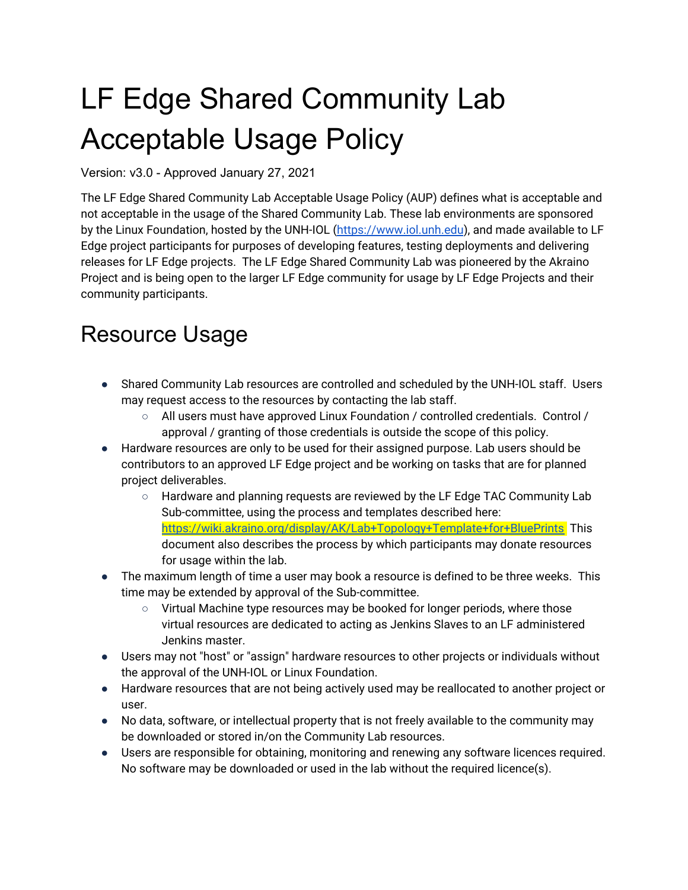# LF Edge Shared Community Lab Acceptable Usage Policy

Version: v3.0 - Approved January 27, 2021

The LF Edge Shared Community Lab Acceptable Usage Policy (AUP) defines what is acceptable and not acceptable in the usage of the Shared Community Lab. These lab environments are sponsored by the Linux Foundation, hosted by the UNH-IOL (https://www.iol.unh.edu), and made available to LF Edge project participants for purposes of developing features, testing deployments and delivering releases for LF Edge projects. The LF Edge Shared Community Lab was pioneered by the Akraino Project and is being open to the larger LF Edge community for usage by LF Edge Projects and their community participants.

## Resource Usage

- Shared Community Lab resources are controlled and scheduled by the UNH-IOL staff. Users may request access to the resources by contacting the lab staff.
  - All users must have approved Linux Foundation / controlled credentials. Control / approval / granting of those credentials is outside the scope of this policy.
- Hardware resources are only to be used for their assigned purpose. Lab users should be contributors to an approved LF Edge project and be working on tasks that are for planned project deliverables.
  - Hardware and planning requests are reviewed by the LF Edge TAC Community Lab Sub-committee, using the process and templates described here: https://wiki.akraino.org/display/AK/Lab+Topology+Template+for+BluePrints This document also describes the process by which participants may donate resources for usage within the lab.
- The maximum length of time a user may book a resource is defined to be three weeks. This time may be extended by approval of the Sub-committee.
  - Virtual Machine type resources may be booked for longer periods, where those virtual resources are dedicated to acting as Jenkins Slaves to an LF administered Jenkins master.
- Users may not "host" or "assign" hardware resources to other projects or individuals without the approval of the UNH-IOL or Linux Foundation.
- Hardware resources that are not being actively used may be reallocated to another project or user.
- No data, software, or intellectual property that is not freely available to the community may be downloaded or stored in/on the Community Lab resources.
- Users are responsible for obtaining, monitoring and renewing any software licences required. No software may be downloaded or used in the lab without the required licence(s).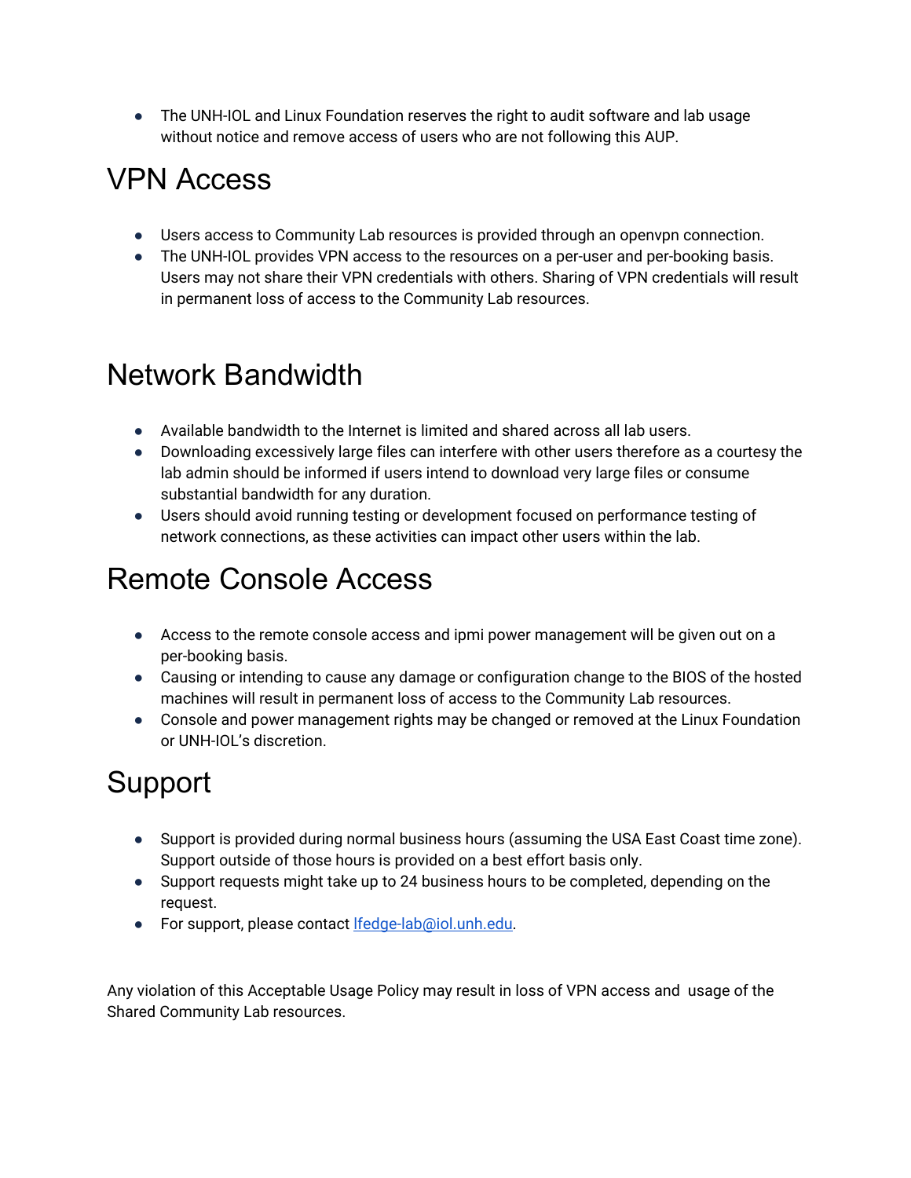- The UNH-IOL and Linux Foundation reserves the right to audit software and lab usage without notice and remove access of users who are not following this AUP.

# VPN Access

- Users access to Community Lab resources is provided through an openvpn connection.
- The UNH-IOL provides VPN access to the resources on a per-user and per-booking basis. Users may not share their VPN credentials with others. Sharing of VPN credentials will result in permanent loss of access to the Community Lab resources.

# Network Bandwidth

- Available bandwidth to the Internet is limited and shared across all lab users.
- Downloading excessively large files can interfere with other users therefore as a courtesy the lab admin should be informed if users intend to download very large files or consume substantial bandwidth for any duration.
- Users should avoid running testing or development focused on performance testing of network connections, as these activities can impact other users within the lab.

# Remote Console Access

- Access to the remote console access and ipmi power management will be given out on a per-booking basis.
- Causing or intending to cause any damage or configuration change to the BIOS of the hosted machines will result in permanent loss of access to the Community Lab resources.
- Console and power management rights may be changed or removed at the Linux Foundation or UNH-IOL's discretion.

# Support

- Support is provided during normal business hours (assuming the USA East Coast time zone). Support outside of those hours is provided on a best effort basis only.
- Support requests might take up to 24 business hours to be completed, depending on the request.
- For support, please contact [lfedge-lab@iol.unh.edu](mailto:lfedge-lab@iol.unh.edu).

Any violation of this Acceptable Usage Policy may result in loss of VPN access and usage of the Shared Community Lab resources.